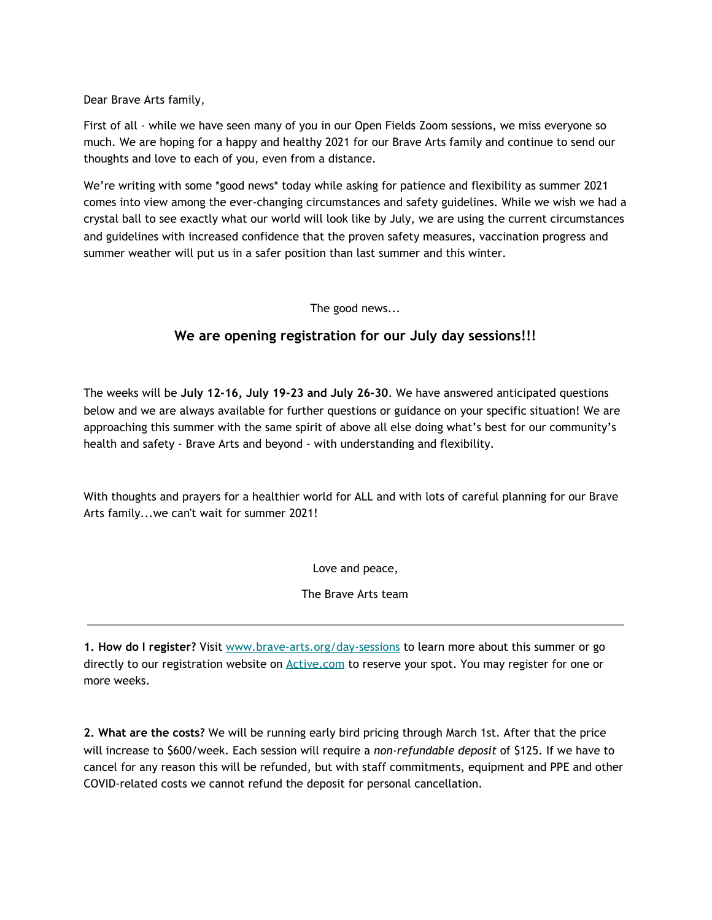Dear Brave Arts family,

First of all - while we have seen many of you in our Open Fields Zoom sessions, we miss everyone so much. We are hoping for a happy and healthy 2021 for our Brave Arts family and continue to send our thoughts and love to each of you, even from a distance.

We're writing with some *good news* today while asking for patience and flexibility as summer 2021 comes into view among the ever-changing circumstances and safety guidelines. While we wish we had a crystal ball to see exactly what our world will look like by July, we are using the current circumstances and guidelines with increased confidence that the proven safety measures, vaccination progress and summer weather will put us in a safer position than last summer and this winter.

The good news...

## We are opening registration for our July day sessions!!!

The weeks will be **July 12-16, July 19-23 and July 26-30**. We have answered anticipated questions below and we are always available for further questions or guidance on your specific situation! We are approaching this summer with the same spirit of above all else doing what's best for our community's health and safety - Brave Arts and beyond - with understanding and flexibility.

With thoughts and prayers for a healthier world for ALL and with lots of careful planning for our Brave Arts family...we can't wait for summer 2021!

Love and peace,

The Brave Arts team

---

**1. How do I register?** Visit [www.brave-arts.org/day-sessions](www.brave-arts.org/day-sessions) to learn more about this summer or go directly to our registration website on [Active.com](Active.com) to reserve your spot. You may register for one or more weeks.

**2. What are the costs?** We will be running early bird pricing through March 1st. After that the price will increase to $600/week. Each session will require a *non-refundable deposit* of $125. If we have to cancel for any reason this will be refunded, but with staff commitments, equipment and PPE and other COVID-related costs we cannot refund the deposit for personal cancellation.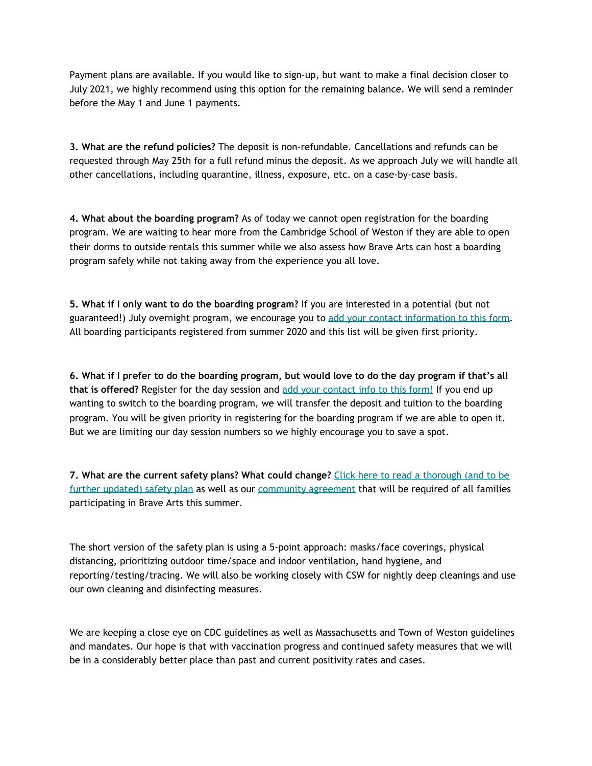Payment plans are available. If you would like to sign-up, but want to make a final decision closer to July 2021, we highly recommend using this option for the remaining balance. We will send a reminder before the May 1 and June 1 payments.

**3. What are the refund policies?** The deposit is non-refundable. Cancellations and refunds can be requested through May 25th for a full refund minus the deposit. As we approach July we will handle all other cancellations, including quarantine, illness, exposure, etc. on a case-by-case basis.

**4. What about the boarding program?** As of today we cannot open registration for the boarding program. We are waiting to hear more from the Cambridge School of Weston if they are able to open their dorms to outside rentals this summer while we also assess how Brave Arts can host a boarding program safely while not taking away from the experience you all love.

**5. What if I only want to do the boarding program?** If you are interested in a potential (but not guaranteed!) July overnight program, we encourage you to add your contact information to this form. All boarding participants registered from summer 2020 and this list will be given first priority.

**6. What if I prefer to do the boarding program, but would love to do the day program if that's all that is offered?** Register for the day session and add your contact info to this form! If you end up wanting to switch to the boarding program, we will transfer the deposit and tuition to the boarding program. You will be given priority in registering for the boarding program if we are able to open it. But we are limiting our day session numbers so we highly encourage you to save a spot.

**7. What are the current safety plans? What could change?** Click here to read a thorough (and to be further updated) safety plan as well as our community agreement that will be required of all families participating in Brave Arts this summer.

The short version of the safety plan is using a 5-point approach: masks/face coverings, physical distancing, prioritizing outdoor time/space and indoor ventilation, hand hygiene, and reporting/testing/tracing. We will also be working closely with CSW for nightly deep cleanings and use our own cleaning and disinfecting measures.

We are keeping a close eye on CDC guidelines as well as Massachusetts and Town of Weston guidelines and mandates. Our hope is that with vaccination progress and continued safety measures that we will be in a considerably better place than past and current positivity rates and cases.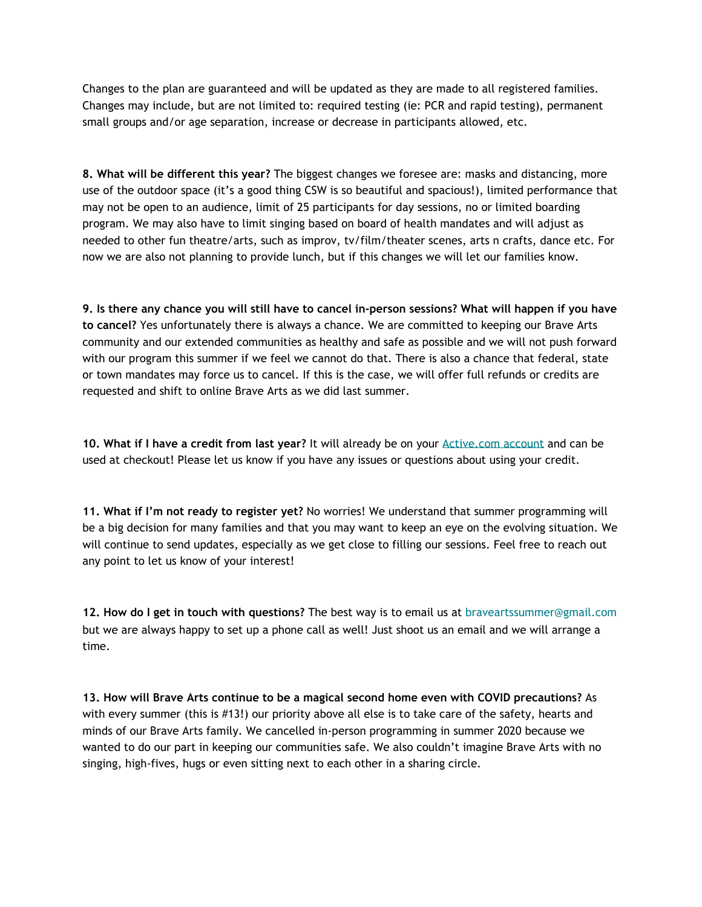Changes to the plan are guaranteed and will be updated as they are made to all registered families. Changes may include, but are not limited to: required testing (ie: PCR and rapid testing), permanent small groups and/or age separation, increase or decrease in participants allowed, etc.

**8. What will be different this year?** The biggest changes we foresee are: masks and distancing, more use of the outdoor space (it's a good thing CSW is so beautiful and spacious!), limited performance that may not be open to an audience, limit of 25 participants for day sessions, no or limited boarding program. We may also have to limit singing based on board of health mandates and will adjust as needed to other fun theatre/arts, such as improv, tv/film/theater scenes, arts n crafts, dance etc. For now we are also not planning to provide lunch, but if this changes we will let our families know.

**9. Is there any chance you will still have to cancel in-person sessions? What will happen if you have to cancel?** Yes unfortunately there is always a chance. We are committed to keeping our Brave Arts community and our extended communities as healthy and safe as possible and we will not push forward with our program this summer if we feel we cannot do that. There is also a chance that federal, state or town mandates may force us to cancel. If this is the case, we will offer full refunds or credits are requested and shift to online Brave Arts as we did last summer.

**10. What if I have a credit from last year?** It will already be on your [Active.com account]() and can be used at checkout! Please let us know if you have any issues or questions about using your credit.

**11. What if I'm not ready to register yet?** No worries! We understand that summer programming will be a big decision for many families and that you may want to keep an eye on the evolving situation. We will continue to send updates, especially as we get close to filling our sessions. Feel free to reach out any point to let us know of your interest!

**12. How do I get in touch with questions?** The best way is to email us at braveartssummer@gmail.com but we are always happy to set up a phone call as well! Just shoot us an email and we will arrange a time.

**13. How will Brave Arts continue to be a magical second home even with COVID precautions?** As with every summer (this is #13!) our priority above all else is to take care of the safety, hearts and minds of our Brave Arts family. We cancelled in-person programming in summer 2020 because we wanted to do our part in keeping our communities safe. We also couldn't imagine Brave Arts with no singing, high-fives, hugs or even sitting next to each other in a sharing circle.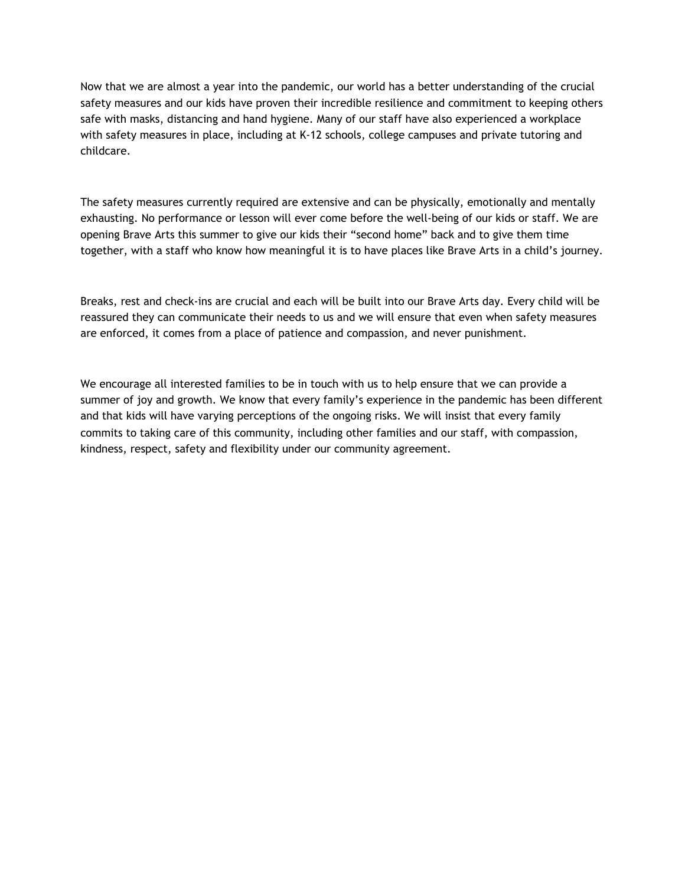Now that we are almost a year into the pandemic, our world has a better understanding of the crucial safety measures and our kids have proven their incredible resilience and commitment to keeping others safe with masks, distancing and hand hygiene. Many of our staff have also experienced a workplace with safety measures in place, including at K-12 schools, college campuses and private tutoring and childcare.

The safety measures currently required are extensive and can be physically, emotionally and mentally exhausting. No performance or lesson will ever come before the well-being of our kids or staff. We are opening Brave Arts this summer to give our kids their "second home" back and to give them time together, with a staff who know how meaningful it is to have places like Brave Arts in a child's journey.

Breaks, rest and check-ins are crucial and each will be built into our Brave Arts day. Every child will be reassured they can communicate their needs to us and we will ensure that even when safety measures are enforced, it comes from a place of patience and compassion, and never punishment.

We encourage all interested families to be in touch with us to help ensure that we can provide a summer of joy and growth. We know that every family's experience in the pandemic has been different and that kids will have varying perceptions of the ongoing risks. We will insist that every family commits to taking care of this community, including other families and our staff, with compassion, kindness, respect, safety and flexibility under our community agreement.